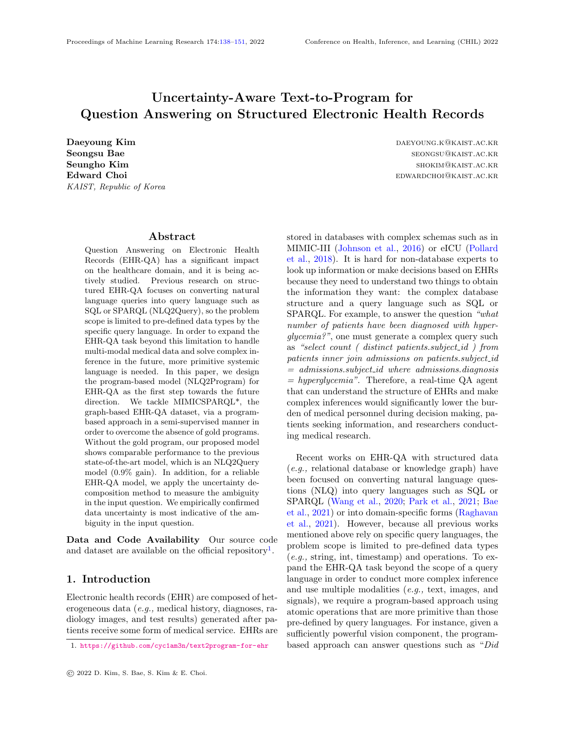# Uncertainty-Aware Text-to-Program for Question Answering on Structured Electronic Health Records

**Daeyoung Kim** DAEYOUNG.K@KAIST.AC.KR
**Seongsu Bae** SEONGSU@KAIST.AC.KR
**Seungho Kim** SHOKIM@KAIST.AC.KR
**Edward Choi** EDWARDCHOI@KAIST.AC.KR
*KAIST, Republic of Korea*

## Abstract

Question Answering on Electronic Health Records (EHR-QA) has a significant impact on the healthcare domain, and it is being actively studied. Previous research on structured EHR-QA focuses on converting natural language queries into query language such as SQL or SPARQL (NLQ2Query), so the problem scope is limited to pre-defined data types by the specific query language. In order to expand the EHR-QA task beyond this limitation to handle multi-modal medical data and solve complex inference in the future, more primitive systemic language is needed. In this paper, we design the program-based model (NLQ2Program) for EHR-QA as the first step towards the future direction. We tackle MIMICSPARQL*, the graph-based EHR-QA dataset, via a program-based approach in a semi-supervised manner in order to overcome the absence of gold programs. Without the gold program, our proposed model shows comparable performance to the previous state-of-the-art model, which is an NLQ2Query model (0.9% gain). In addition, for a reliable EHR-QA model, we apply the uncertainty decomposition method to measure the ambiguity in the input question. We empirically confirmed data uncertainty is most indicative of the ambiguity in the input question.

**Data and Code Availability** Our source code and dataset are available on the official repository[1].

## 1. Introduction

Electronic health records (EHR) are composed of heterogeneous data (*e.g.,* medical history, diagnoses, radiology images, and test results) generated after patients receive some form of medical service. EHRs are stored in databases with complex schemas such as in MIMIC-III (Johnson et al., 2016) or eICU (Pollard et al., 2018). It is hard for non-database experts to look up information or make decisions based on EHRs because they need to understand two things to obtain the information they want: the complex database structure and a query language such as SQL or SPARQL. For example, to answer the question *"what number of patients have been diagnosed with hyperglycemia?"*, one must generate a complex query such as *"select count ( distinct patients.subject_id ) from patients inner join admissions on patients.subject_id = admissions.subject_id where admissions.diagnosis = hyperglycemia"*. Therefore, a real-time QA agent that can understand the structure of EHRs and make complex inferences would significantly lower the burden of medical personnel during decision making, patients seeking information, and researchers conducting medical research.

Recent works on EHR-QA with structured data (*e.g.,* relational database or knowledge graph) have been focused on converting natural language questions (NLQ) into query languages such as SQL or SPARQL (Wang et al., 2020; Park et al., 2021; Bae et al., 2021) or into domain-specific forms (Raghavan et al., 2021). However, because all previous works mentioned above rely on specific query languages, the problem scope is limited to pre-defined data types (*e.g.,* string, int, timestamp) and operations. To expand the EHR-QA task beyond the scope of a query language in order to conduct more complex inference and use multiple modalities (*e.g.,* text, images, and signals), we require a program-based approach using atomic operations that are more primitive than those pre-defined by query languages. For instance, given a sufficiently powerful vision component, the program-based approach can answer questions such as "*Did*

1. https://github.com/cyc1am3n/text2program-for-ehr

© 2022 D. Kim, S. Bae, S. Kim & E. Choi.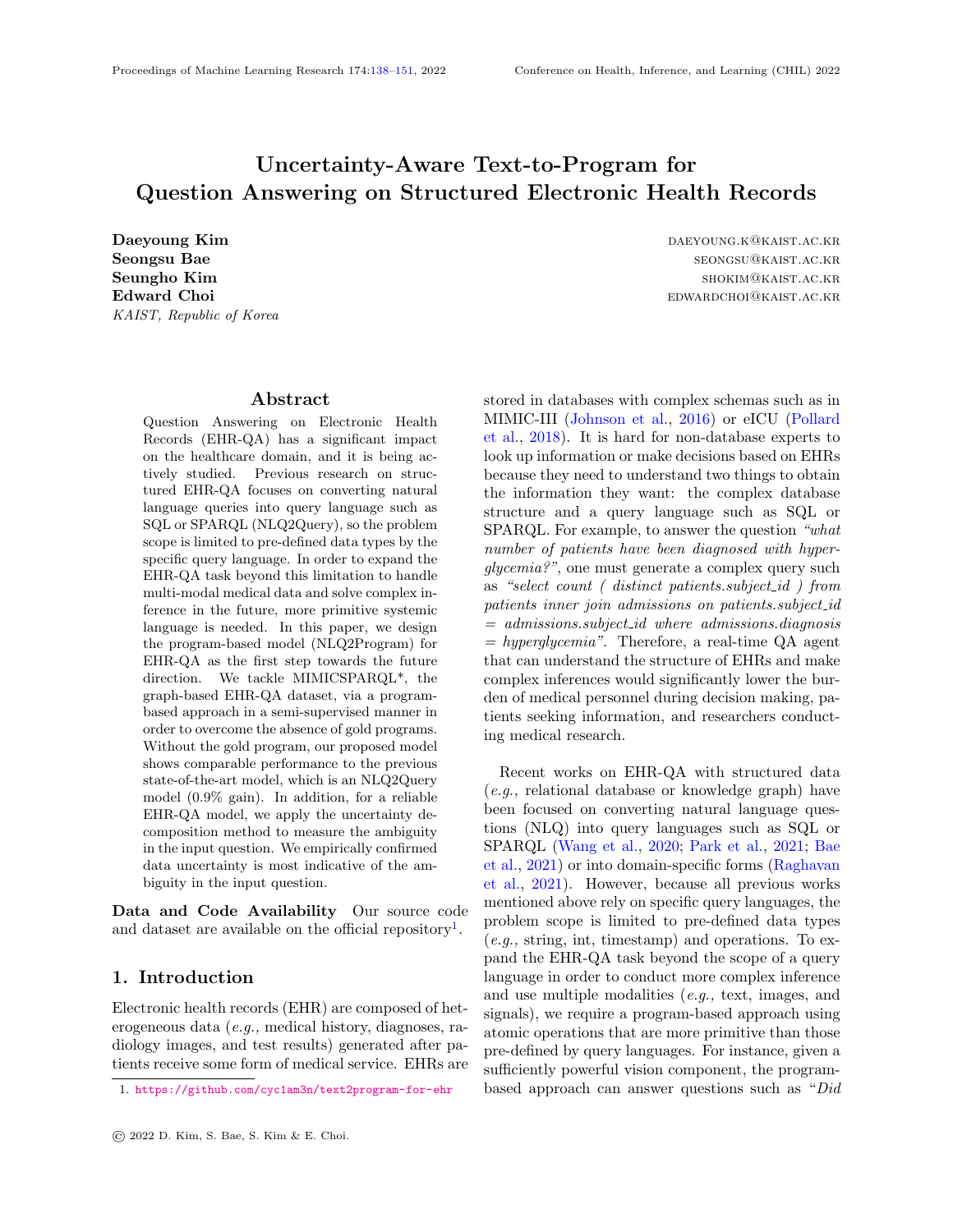# Uncertainty-Aware Text-to-Program for Question Answering on Structured Electronic Health Records

**Daeyoung Kim** DAEYOUNG.K@KAIST.AC.KR
**Seongsu Bae** SEONGSU@KAIST.AC.KR
**Seungho Kim** SHOKIM@KAIST.AC.KR
**Edward Choi** EDWARDCHOI@KAIST.AC.KR
*KAIST, Republic of Korea*

## Abstract

Question Answering on Electronic Health Records (EHR-QA) has a significant impact on the healthcare domain, and it is being actively studied. Previous research on structured EHR-QA focuses on converting natural language queries into query language such as SQL or SPARQL (NLQ2Query), so the problem scope is limited to pre-defined data types by the specific query language. In order to expand the EHR-QA task beyond this limitation to handle multi-modal medical data and solve complex inference in the future, more primitive systemic language is needed. In this paper, we design the program-based model (NLQ2Program) for EHR-QA as the first step towards the future direction. We tackle MIMICSPARQL*, the graph-based EHR-QA dataset, via a program-based approach in a semi-supervised manner in order to overcome the absence of gold programs. Without the gold program, our proposed model shows comparable performance to the previous state-of-the-art model, which is an NLQ2Query model (0.9% gain). In addition, for a reliable EHR-QA model, we apply the uncertainty decomposition method to measure the ambiguity in the input question. We empirically confirmed data uncertainty is most indicative of the ambiguity in the input question.

**Data and Code Availability** Our source code and dataset are available on the official repository[1].

## 1. Introduction

Electronic health records (EHR) are composed of heterogeneous data (*e.g.,* medical history, diagnoses, radiology images, and test results) generated after patients receive some form of medical service. EHRs are stored in databases with complex schemas such as in MIMIC-III (Johnson et al., 2016) or eICU (Pollard et al., 2018). It is hard for non-database experts to look up information or make decisions based on EHRs because they need to understand two things to obtain the information they want: the complex database structure and a query language such as SQL or SPARQL. For example, to answer the question *"what number of patients have been diagnosed with hyperglycemia?"*, one must generate a complex query such as *"select count ( distinct patients.subject_id ) from patients inner join admissions on patients.subject_id = admissions.subject_id where admissions.diagnosis = hyperglycemia"*. Therefore, a real-time QA agent that can understand the structure of EHRs and make complex inferences would significantly lower the burden of medical personnel during decision making, patients seeking information, and researchers conducting medical research.

Recent works on EHR-QA with structured data (*e.g.,* relational database or knowledge graph) have been focused on converting natural language questions (NLQ) into query languages such as SQL or SPARQL (Wang et al., 2020; Park et al., 2021; Bae et al., 2021) or into domain-specific forms (Raghavan et al., 2021). However, because all previous works mentioned above rely on specific query languages, the problem scope is limited to pre-defined data types (*e.g.,* string, int, timestamp) and operations. To expand the EHR-QA task beyond the scope of a query language in order to conduct more complex inference and use multiple modalities (*e.g.,* text, images, and signals), we require a program-based approach using atomic operations that are more primitive than those pre-defined by query languages. For instance, given a sufficiently powerful vision component, the program-based approach can answer questions such as "*Did*

[1] https://github.com/cyc1am3n/text2program-for-ehr

© 2022 D. Kim, S. Bae, S. Kim & E. Choi.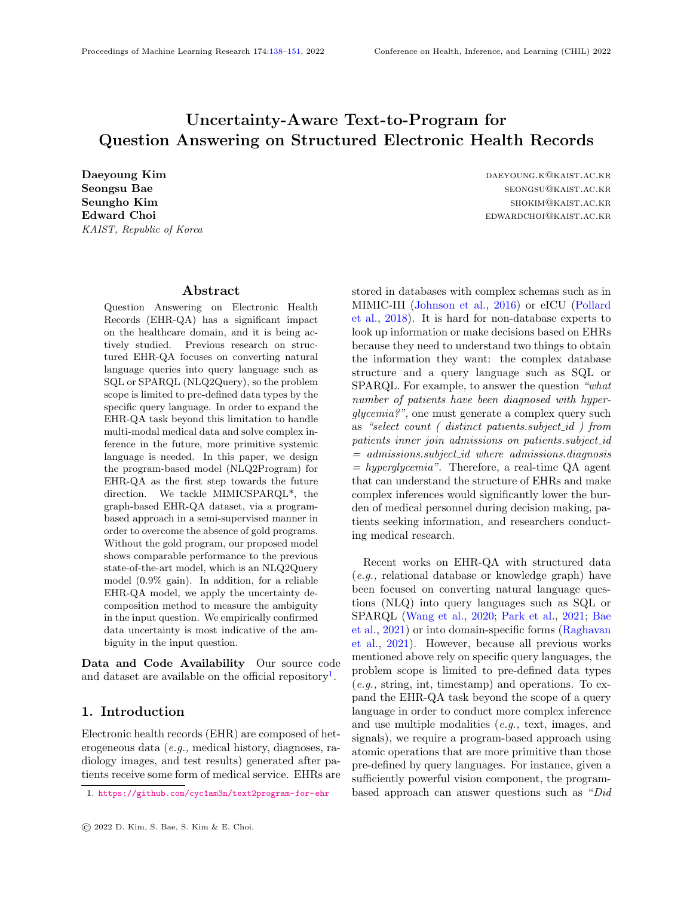# Uncertainty-Aware Text-to-Program for Question Answering on Structured Electronic Health Records

**Daeyoung Kim** DAEYOUNG.K@KAIST.AC.KR
**Seongsu Bae** SEONGSU@KAIST.AC.KR
**Seungho Kim** SHOKIM@KAIST.AC.KR
**Edward Choi** EDWARDCHOI@KAIST.AC.KR
*KAIST, Republic of Korea*

## Abstract

Question Answering on Electronic Health Records (EHR-QA) has a significant impact on the healthcare domain, and it is being actively studied. Previous research on structured EHR-QA focuses on converting natural language queries into query language such as SQL or SPARQL (NLQ2Query), so the problem scope is limited to pre-defined data types by the specific query language. In order to expand the EHR-QA task beyond this limitation to handle multi-modal medical data and solve complex inference in the future, more primitive systemic language is needed. In this paper, we design the program-based model (NLQ2Program) for EHR-QA as the first step towards the future direction. We tackle MIMICSPARQL*, the graph-based EHR-QA dataset, via a program-based approach in a semi-supervised manner in order to overcome the absence of gold programs. Without the gold program, our proposed model shows comparable performance to the previous state-of-the-art model, which is an NLQ2Query model (0.9% gain). In addition, for a reliable EHR-QA model, we apply the uncertainty decomposition method to measure the ambiguity in the input question. We empirically confirmed data uncertainty is most indicative of the ambiguity in the input question.

**Data and Code Availability** Our source code and dataset are available on the official repository[1].

## 1. Introduction

Electronic health records (EHR) are composed of heterogeneous data (*e.g.,* medical history, diagnoses, radiology images, and test results) generated after patients receive some form of medical service. EHRs are stored in databases with complex schemas such as in MIMIC-III (Johnson et al., 2016) or eICU (Pollard et al., 2018). It is hard for non-database experts to look up information or make decisions based on EHRs because they need to understand two things to obtain the information they want: the complex database structure and a query language such as SQL or SPARQL. For example, to answer the question *"what number of patients have been diagnosed with hyperglycemia?"*, one must generate a complex query such as *"select count ( distinct patients.subject_id ) from patients inner join admissions on patients.subject_id = admissions.subject_id where admissions.diagnosis = hyperglycemia"*. Therefore, a real-time QA agent that can understand the structure of EHRs and make complex inferences would significantly lower the burden of medical personnel during decision making, patients seeking information, and researchers conducting medical research.

Recent works on EHR-QA with structured data (*e.g.,* relational database or knowledge graph) have been focused on converting natural language questions (NLQ) into query languages such as SQL or SPARQL (Wang et al., 2020; Park et al., 2021; Bae et al., 2021) or into domain-specific forms (Raghavan et al., 2021). However, because all previous works mentioned above rely on specific query languages, the problem scope is limited to pre-defined data types (*e.g.,* string, int, timestamp) and operations. To expand the EHR-QA task beyond the scope of a query language in order to conduct more complex inference and use multiple modalities (*e.g.,* text, images, and signals), we require a program-based approach using atomic operations that are more primitive than those pre-defined by query languages. For instance, given a sufficiently powerful vision component, the program-based approach can answer questions such as "*Did*

1. https://github.com/cyc1am3n/text2program-for-ehr

© 2022 D. Kim, S. Bae, S. Kim & E. Choi.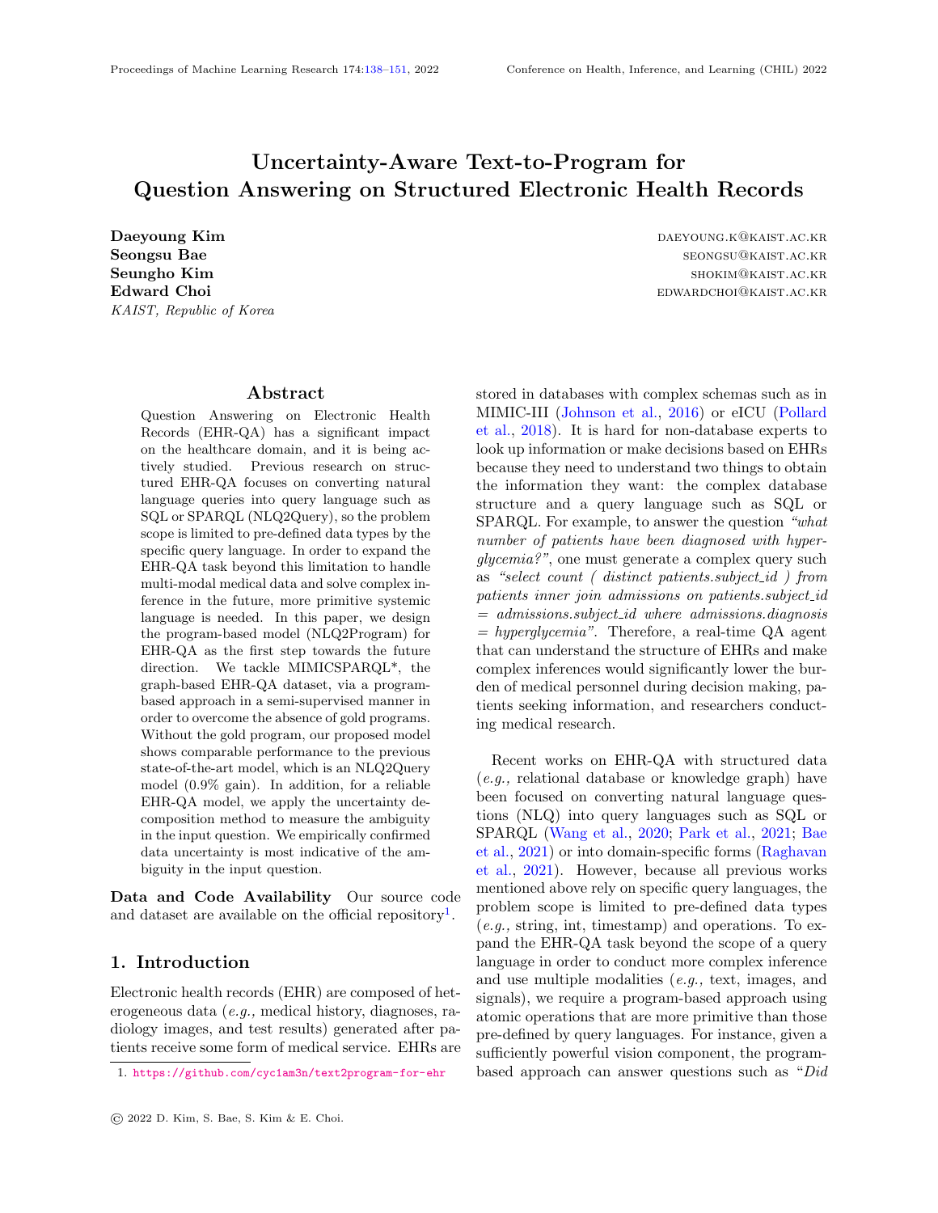# Uncertainty-Aware Text-to-Program for Question Answering on Structured Electronic Health Records

**Daeyoung Kim** DAEYOUNG.K@KAIST.AC.KR
**Seongsu Bae** SEONGSU@KAIST.AC.KR
**Seungho Kim** SHOKIM@KAIST.AC.KR
**Edward Choi** EDWARDCHOI@KAIST.AC.KR
*KAIST, Republic of Korea*

## Abstract

Question Answering on Electronic Health Records (EHR-QA) has a significant impact on the healthcare domain, and it is being actively studied. Previous research on structured EHR-QA focuses on converting natural language queries into query language such as SQL or SPARQL (NLQ2Query), so the problem scope is limited to pre-defined data types by the specific query language. In order to expand the EHR-QA task beyond this limitation to handle multi-modal medical data and solve complex inference in the future, more primitive systemic language is needed. In this paper, we design the program-based model (NLQ2Program) for EHR-QA as the first step towards the future direction. We tackle MIMICSPARQL*, the graph-based EHR-QA dataset, via a program-based approach in a semi-supervised manner in order to overcome the absence of gold programs. Without the gold program, our proposed model shows comparable performance to the previous state-of-the-art model, which is an NLQ2Query model (0.9% gain). In addition, for a reliable EHR-QA model, we apply the uncertainty decomposition method to measure the ambiguity in the input question. We empirically confirmed data uncertainty is most indicative of the ambiguity in the input question.

**Data and Code Availability** Our source code and dataset are available on the official repository[1].

## 1. Introduction

Electronic health records (EHR) are composed of heterogeneous data (*e.g.,* medical history, diagnoses, radiology images, and test results) generated after patients receive some form of medical service. EHRs are stored in databases with complex schemas such as in MIMIC-III (Johnson et al., 2016) or eICU (Pollard et al., 2018). It is hard for non-database experts to look up information or make decisions based on EHRs because they need to understand two things to obtain the information they want: the complex database structure and a query language such as SQL or SPARQL. For example, to answer the question *"what number of patients have been diagnosed with hyperglycemia?"*, one must generate a complex query such as *"select count ( distinct patients.subject_id ) from patients inner join admissions on patients.subject_id = admissions.subject_id where admissions.diagnosis = hyperglycemia"*. Therefore, a real-time QA agent that can understand the structure of EHRs and make complex inferences would significantly lower the burden of medical personnel during decision making, patients seeking information, and researchers conducting medical research.

Recent works on EHR-QA with structured data (*e.g.,* relational database or knowledge graph) have been focused on converting natural language questions (NLQ) into query languages such as SQL or SPARQL (Wang et al., 2020; Park et al., 2021; Bae et al., 2021) or into domain-specific forms (Raghavan et al., 2021). However, because all previous works mentioned above rely on specific query languages, the problem scope is limited to pre-defined data types (*e.g.,* string, int, timestamp) and operations. To expand the EHR-QA task beyond the scope of a query language in order to conduct more complex inference and use multiple modalities (*e.g.,* text, images, and signals), we require a program-based approach using atomic operations that are more primitive than those pre-defined by query languages. For instance, given a sufficiently powerful vision component, the program-based approach can answer questions such as "*Did*

1. https://github.com/cyc1am3n/text2program-for-ehr

© 2022 D. Kim, S. Bae, S. Kim & E. Choi.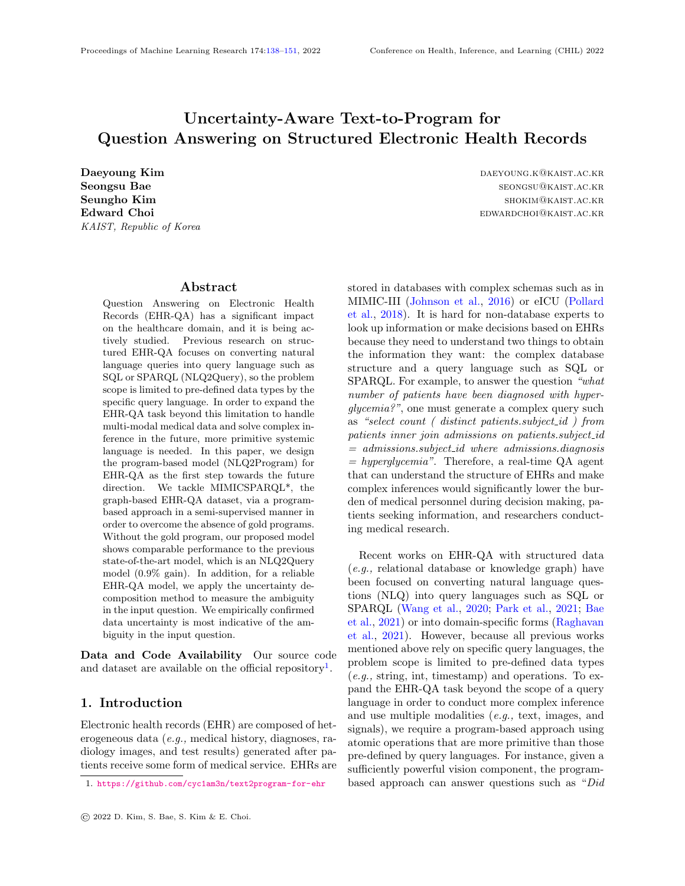# Uncertainty-Aware Text-to-Program for Question Answering on Structured Electronic Health Records

**Daeyoung Kim** DAEYOUNG.K@KAIST.AC.KR
**Seongsu Bae** SEONGSU@KAIST.AC.KR
**Seungho Kim** SHOKIM@KAIST.AC.KR
**Edward Choi** EDWARDCHOI@KAIST.AC.KR
*KAIST, Republic of Korea*

## Abstract

Question Answering on Electronic Health Records (EHR-QA) has a significant impact on the healthcare domain, and it is being actively studied. Previous research on structured EHR-QA focuses on converting natural language queries into query language such as SQL or SPARQL (NLQ2Query), so the problem scope is limited to pre-defined data types by the specific query language. In order to expand the EHR-QA task beyond this limitation to handle multi-modal medical data and solve complex inference in the future, more primitive systemic language is needed. In this paper, we design the program-based model (NLQ2Program) for EHR-QA as the first step towards the future direction. We tackle MIMICSPARQL*, the graph-based EHR-QA dataset, via a program-based approach in a semi-supervised manner in order to overcome the absence of gold programs. Without the gold program, our proposed model shows comparable performance to the previous state-of-the-art model, which is an NLQ2Query model (0.9% gain). In addition, for a reliable EHR-QA model, we apply the uncertainty decomposition method to measure the ambiguity in the input question. We empirically confirmed data uncertainty is most indicative of the ambiguity in the input question.

**Data and Code Availability** Our source code and dataset are available on the official repository[1].

## 1. Introduction

Electronic health records (EHR) are composed of heterogeneous data (*e.g.,* medical history, diagnoses, radiology images, and test results) generated after patients receive some form of medical service. EHRs are stored in databases with complex schemas such as in MIMIC-III (Johnson et al., 2016) or eICU (Pollard et al., 2018). It is hard for non-database experts to look up information or make decisions based on EHRs because they need to understand two things to obtain the information they want: the complex database structure and a query language such as SQL or SPARQL. For example, to answer the question *"what number of patients have been diagnosed with hyperglycemia?"*, one must generate a complex query such as *"select count ( distinct patients.subject_id ) from patients inner join admissions on patients.subject_id = admissions.subject_id where admissions.diagnosis = hyperglycemia"*. Therefore, a real-time QA agent that can understand the structure of EHRs and make complex inferences would significantly lower the burden of medical personnel during decision making, patients seeking information, and researchers conducting medical research.

Recent works on EHR-QA with structured data (*e.g.,* relational database or knowledge graph) have been focused on converting natural language questions (NLQ) into query languages such as SQL or SPARQL (Wang et al., 2020; Park et al., 2021; Bae et al., 2021) or into domain-specific forms (Raghavan et al., 2021). However, because all previous works mentioned above rely on specific query languages, the problem scope is limited to pre-defined data types (*e.g.,* string, int, timestamp) and operations. To expand the EHR-QA task beyond the scope of a query language in order to conduct more complex inference and use multiple modalities (*e.g.,* text, images, and signals), we require a program-based approach using atomic operations that are more primitive than those pre-defined by query languages. For instance, given a sufficiently powerful vision component, the program-based approach can answer questions such as "*Did*

[1] https://github.com/cyc1am3n/text2program-for-ehr

© 2022 D. Kim, S. Bae, S. Kim & E. Choi.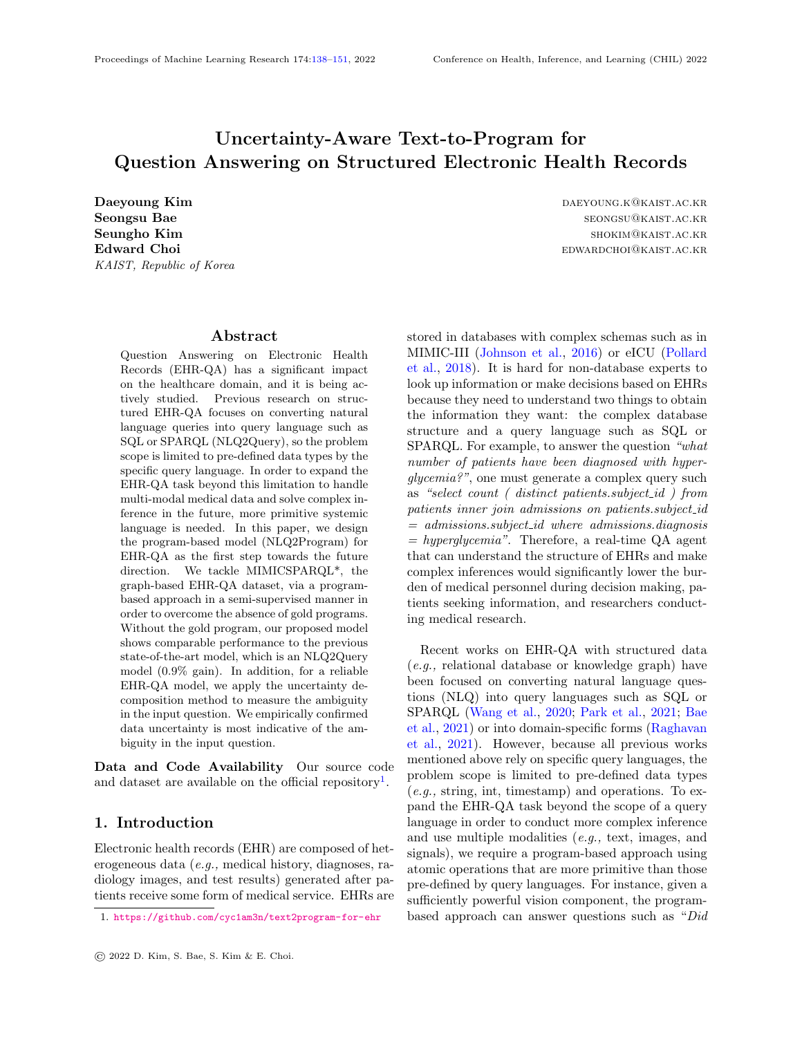# Uncertainty-Aware Text-to-Program for Question Answering on Structured Electronic Health Records

**Daeyoung Kim** DAEYOUNG.K@KAIST.AC.KR
**Seongsu Bae** SEONGSU@KAIST.AC.KR
**Seungho Kim** SHOKIM@KAIST.AC.KR
**Edward Choi** EDWARDCHOI@KAIST.AC.KR
*KAIST, Republic of Korea*

## Abstract

Question Answering on Electronic Health Records (EHR-QA) has a significant impact on the healthcare domain, and it is being actively studied. Previous research on structured EHR-QA focuses on converting natural language queries into query language such as SQL or SPARQL (NLQ2Query), so the problem scope is limited to pre-defined data types by the specific query language. In order to expand the EHR-QA task beyond this limitation to handle multi-modal medical data and solve complex inference in the future, more primitive systemic language is needed. In this paper, we design the program-based model (NLQ2Program) for EHR-QA as the first step towards the future direction. We tackle MIMICSPARQL*, the graph-based EHR-QA dataset, via a program-based approach in a semi-supervised manner in order to overcome the absence of gold programs. Without the gold program, our proposed model shows comparable performance to the previous state-of-the-art model, which is an NLQ2Query model (0.9% gain). In addition, for a reliable EHR-QA model, we apply the uncertainty decomposition method to measure the ambiguity in the input question. We empirically confirmed data uncertainty is most indicative of the ambiguity in the input question.

**Data and Code Availability** Our source code and dataset are available on the official repository[1].

## 1. Introduction

Electronic health records (EHR) are composed of heterogeneous data (*e.g.,* medical history, diagnoses, radiology images, and test results) generated after patients receive some form of medical service. EHRs are stored in databases with complex schemas such as in MIMIC-III (Johnson et al., 2016) or eICU (Pollard et al., 2018). It is hard for non-database experts to look up information or make decisions based on EHRs because they need to understand two things to obtain the information they want: the complex database structure and a query language such as SQL or SPARQL. For example, to answer the question *"what number of patients have been diagnosed with hyperglycemia?"*, one must generate a complex query such as *"select count ( distinct patients.subject_id ) from patients inner join admissions on patients.subject_id = admissions.subject_id where admissions.diagnosis = hyperglycemia"*. Therefore, a real-time QA agent that can understand the structure of EHRs and make complex inferences would significantly lower the burden of medical personnel during decision making, patients seeking information, and researchers conducting medical research.

Recent works on EHR-QA with structured data (*e.g.,* relational database or knowledge graph) have been focused on converting natural language questions (NLQ) into query languages such as SQL or SPARQL (Wang et al., 2020; Park et al., 2021; Bae et al., 2021) or into domain-specific forms (Raghavan et al., 2021). However, because all previous works mentioned above rely on specific query languages, the problem scope is limited to pre-defined data types (*e.g.,* string, int, timestamp) and operations. To expand the EHR-QA task beyond the scope of a query language in order to conduct more complex inference and use multiple modalities (*e.g.,* text, images, and signals), we require a program-based approach using atomic operations that are more primitive than those pre-defined by query languages. For instance, given a sufficiently powerful vision component, the program-based approach can answer questions such as "*Did*

[1] https://github.com/cyc1am3n/text2program-for-ehr

© 2022 D. Kim, S. Bae, S. Kim & E. Choi.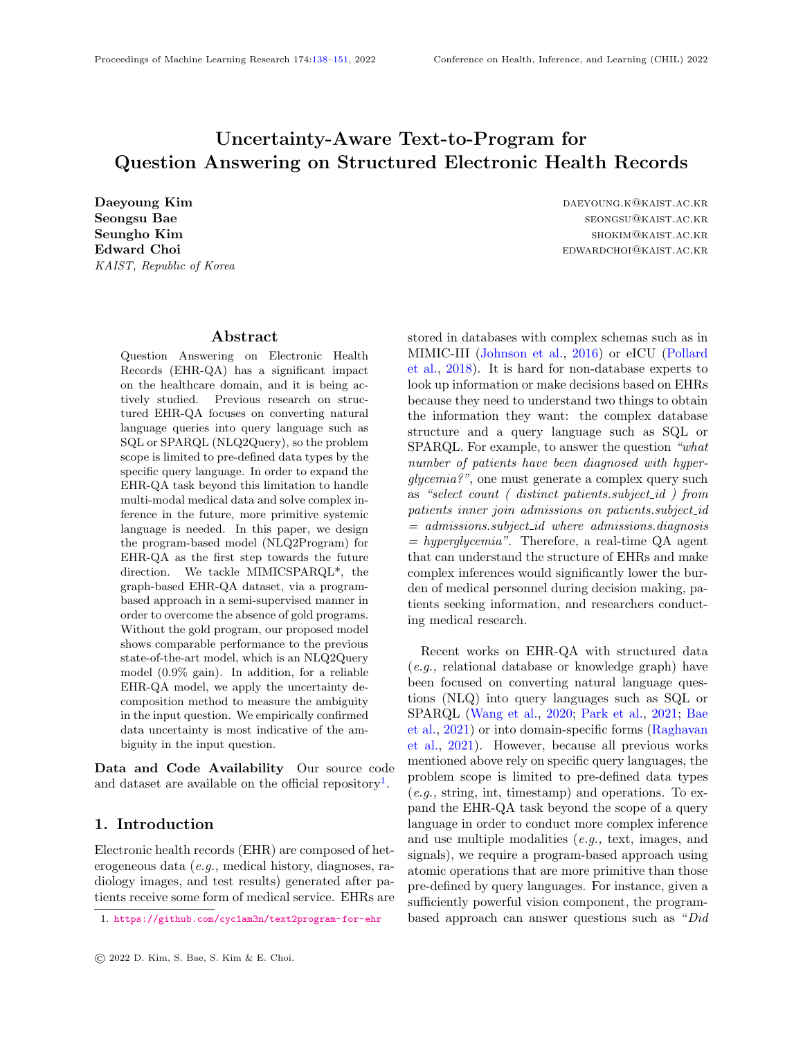# Uncertainty-Aware Text-to-Program for Question Answering on Structured Electronic Health Records

**Daeyoung Kim** daeyoung.k@kaist.ac.kr
**Seongsu Bae** seongsu@kaist.ac.kr
**Seungho Kim** shokim@kaist.ac.kr
**Edward Choi** edwardchoi@kaist.ac.kr
*KAIST, Republic of Korea*

## Abstract

Question Answering on Electronic Health Records (EHR-QA) has a significant impact on the healthcare domain, and it is being actively studied. Previous research on structured EHR-QA focuses on converting natural language queries into query language such as SQL or SPARQL (NLQ2Query), so the problem scope is limited to pre-defined data types by the specific query language. In order to expand the EHR-QA task beyond this limitation to handle multi-modal medical data and solve complex inference in the future, more primitive systemic language is needed. In this paper, we design the program-based model (NLQ2Program) for EHR-QA as the first step towards the future direction. We tackle MIMICSPARQL*, the graph-based EHR-QA dataset, via a program-based approach in a semi-supervised manner in order to overcome the absence of gold programs. Without the gold program, our proposed model shows comparable performance to the previous state-of-the-art model, which is an NLQ2Query model (0.9% gain). In addition, for a reliable EHR-QA model, we apply the uncertainty decomposition method to measure the ambiguity in the input question. We empirically confirmed data uncertainty is most indicative of the ambiguity in the input question.

**Data and Code Availability** Our source code and dataset are available on the official repository[1].

## 1. Introduction

Electronic health records (EHR) are composed of heterogeneous data (*e.g.,* medical history, diagnoses, radiology images, and test results) generated after patients receive some form of medical service. EHRs are stored in databases with complex schemas such as in MIMIC-III (Johnson et al., 2016) or eICU (Pollard et al., 2018). It is hard for non-database experts to look up information or make decisions based on EHRs because they need to understand two things to obtain the information they want: the complex database structure and a query language such as SQL or SPARQL. For example, to answer the question *"what number of patients have been diagnosed with hyperglycemia?"*, one must generate a complex query such as *"select count ( distinct patients.subject_id ) from patients inner join admissions on patients.subject_id = admissions.subject_id where admissions.diagnosis = hyperglycemia"*. Therefore, a real-time QA agent that can understand the structure of EHRs and make complex inferences would significantly lower the burden of medical personnel during decision making, patients seeking information, and researchers conducting medical research.

Recent works on EHR-QA with structured data (*e.g.,* relational database or knowledge graph) have been focused on converting natural language questions (NLQ) into query languages such as SQL or SPARQL (Wang et al., 2020; Park et al., 2021; Bae et al., 2021) or into domain-specific forms (Raghavan et al., 2021). However, because all previous works mentioned above rely on specific query languages, the problem scope is limited to pre-defined data types (*e.g.,* string, int, timestamp) and operations. To expand the EHR-QA task beyond the scope of a query language in order to conduct more complex inference and use multiple modalities (*e.g.,* text, images, and signals), we require a program-based approach using atomic operations that are more primitive than those pre-defined by query languages. For instance, given a sufficiently powerful vision component, the program-based approach can answer questions such as "*Did*

1. https://github.com/cyc1am3n/text2program-for-ehr

© 2022 D. Kim, S. Bae, S. Kim & E. Choi.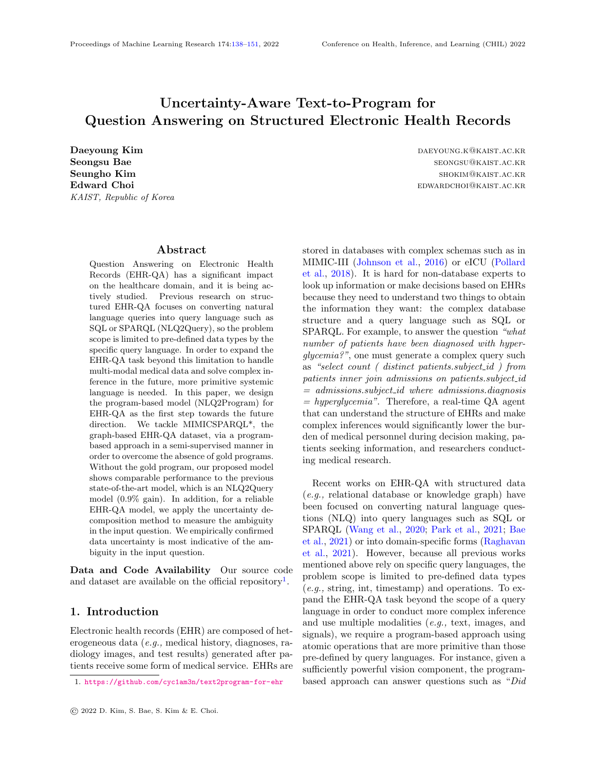# Uncertainty-Aware Text-to-Program for Question Answering on Structured Electronic Health Records

**Daeyoung Kim** daeyoung.k@kaist.ac.kr
**Seongsu Bae** seongsu@kaist.ac.kr
**Seungho Kim** shokim@kaist.ac.kr
**Edward Choi** edwardchoi@kaist.ac.kr
*KAIST, Republic of Korea*

## Abstract

Question Answering on Electronic Health Records (EHR-QA) has a significant impact on the healthcare domain, and it is being actively studied. Previous research on structured EHR-QA focuses on converting natural language queries into query language such as SQL or SPARQL (NLQ2Query), so the problem scope is limited to pre-defined data types by the specific query language. In order to expand the EHR-QA task beyond this limitation to handle multi-modal medical data and solve complex inference in the future, more primitive systemic language is needed. In this paper, we design the program-based model (NLQ2Program) for EHR-QA as the first step towards the future direction. We tackle MIMICSPARQL*, the graph-based EHR-QA dataset, via a program-based approach in a semi-supervised manner in order to overcome the absence of gold programs. Without the gold program, our proposed model shows comparable performance to the previous state-of-the-art model, which is an NLQ2Query model (0.9% gain). In addition, for a reliable EHR-QA model, we apply the uncertainty decomposition method to measure the ambiguity in the input question. We empirically confirmed data uncertainty is most indicative of the ambiguity in the input question.

**Data and Code Availability** Our source code and dataset are available on the official repository[1].

## 1. Introduction

Electronic health records (EHR) are composed of heterogeneous data (*e.g.,* medical history, diagnoses, radiology images, and test results) generated after patients receive some form of medical service. EHRs are stored in databases with complex schemas such as in MIMIC-III (Johnson et al., 2016) or eICU (Pollard et al., 2018). It is hard for non-database experts to look up information or make decisions based on EHRs because they need to understand two things to obtain the information they want: the complex database structure and a query language such as SQL or SPARQL. For example, to answer the question *"what number of patients have been diagnosed with hyperglycemia?"*, one must generate a complex query such as *"select count ( distinct patients.subject_id ) from patients inner join admissions on patients.subject_id = admissions.subject_id where admissions.diagnosis = hyperglycemia"*. Therefore, a real-time QA agent that can understand the structure of EHRs and make complex inferences would significantly lower the burden of medical personnel during decision making, patients seeking information, and researchers conducting medical research.

Recent works on EHR-QA with structured data (*e.g.,* relational database or knowledge graph) have been focused on converting natural language questions (NLQ) into query languages such as SQL or SPARQL (Wang et al., 2020; Park et al., 2021; Bae et al., 2021) or into domain-specific forms (Raghavan et al., 2021). However, because all previous works mentioned above rely on specific query languages, the problem scope is limited to pre-defined data types (*e.g.,* string, int, timestamp) and operations. To expand the EHR-QA task beyond the scope of a query language in order to conduct more complex inference and use multiple modalities (*e.g.,* text, images, and signals), we require a program-based approach using atomic operations that are more primitive than those pre-defined by query languages. For instance, given a sufficiently powerful vision component, the program-based approach can answer questions such as "*Did*

1. https://github.com/cyc1am3n/text2program-for-ehr

© 2022 D. Kim, S. Bae, S. Kim & E. Choi.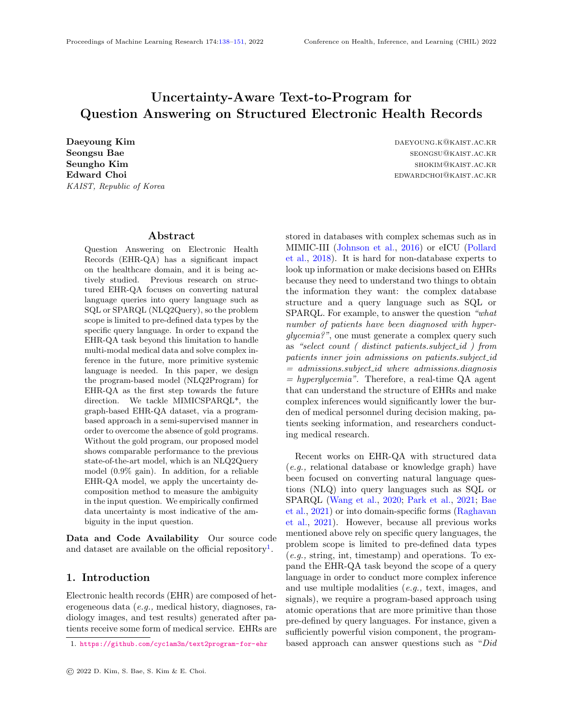# Uncertainty-Aware Text-to-Program for Question Answering on Structured Electronic Health Records

**Daeyoung Kim** DAEYOUNG.K@KAIST.AC.KR
**Seongsu Bae** SEONGSU@KAIST.AC.KR
**Seungho Kim** SHOKIM@KAIST.AC.KR
**Edward Choi** EDWARDCHOI@KAIST.AC.KR
*KAIST, Republic of Korea*

## Abstract

Question Answering on Electronic Health Records (EHR-QA) has a significant impact on the healthcare domain, and it is being actively studied. Previous research on structured EHR-QA focuses on converting natural language queries into query language such as SQL or SPARQL (NLQ2Query), so the problem scope is limited to pre-defined data types by the specific query language. In order to expand the EHR-QA task beyond this limitation to handle multi-modal medical data and solve complex inference in the future, more primitive systemic language is needed. In this paper, we design the program-based model (NLQ2Program) for EHR-QA as the first step towards the future direction. We tackle MIMICSPARQL*, the graph-based EHR-QA dataset, via a program-based approach in a semi-supervised manner in order to overcome the absence of gold programs. Without the gold program, our proposed model shows comparable performance to the previous state-of-the-art model, which is an NLQ2Query model (0.9% gain). In addition, for a reliable EHR-QA model, we apply the uncertainty decomposition method to measure the ambiguity in the input question. We empirically confirmed data uncertainty is most indicative of the ambiguity in the input question.

**Data and Code Availability** Our source code and dataset are available on the official repository[1].

## 1. Introduction

Electronic health records (EHR) are composed of heterogeneous data (*e.g.,* medical history, diagnoses, radiology images, and test results) generated after patients receive some form of medical service. EHRs are stored in databases with complex schemas such as in MIMIC-III (Johnson et al., 2016) or eICU (Pollard et al., 2018). It is hard for non-database experts to look up information or make decisions based on EHRs because they need to understand two things to obtain the information they want: the complex database structure and a query language such as SQL or SPARQL. For example, to answer the question *"what number of patients have been diagnosed with hyperglycemia?"*, one must generate a complex query such as *"select count ( distinct patients.subject_id ) from patients inner join admissions on patients.subject_id = admissions.subject_id where admissions.diagnosis = hyperglycemia"*. Therefore, a real-time QA agent that can understand the structure of EHRs and make complex inferences would significantly lower the burden of medical personnel during decision making, patients seeking information, and researchers conducting medical research.

Recent works on EHR-QA with structured data (*e.g.,* relational database or knowledge graph) have been focused on converting natural language questions (NLQ) into query languages such as SQL or SPARQL (Wang et al., 2020; Park et al., 2021; Bae et al., 2021) or into domain-specific forms (Raghavan et al., 2021). However, because all previous works mentioned above rely on specific query languages, the problem scope is limited to pre-defined data types (*e.g.,* string, int, timestamp) and operations. To expand the EHR-QA task beyond the scope of a query language in order to conduct more complex inference and use multiple modalities (*e.g.,* text, images, and signals), we require a program-based approach using atomic operations that are more primitive than those pre-defined by query languages. For instance, given a sufficiently powerful vision component, the program-based approach can answer questions such as "*Did*

[1] https://github.com/cyc1am3n/text2program-for-ehr

© 2022 D. Kim, S. Bae, S. Kim & E. Choi.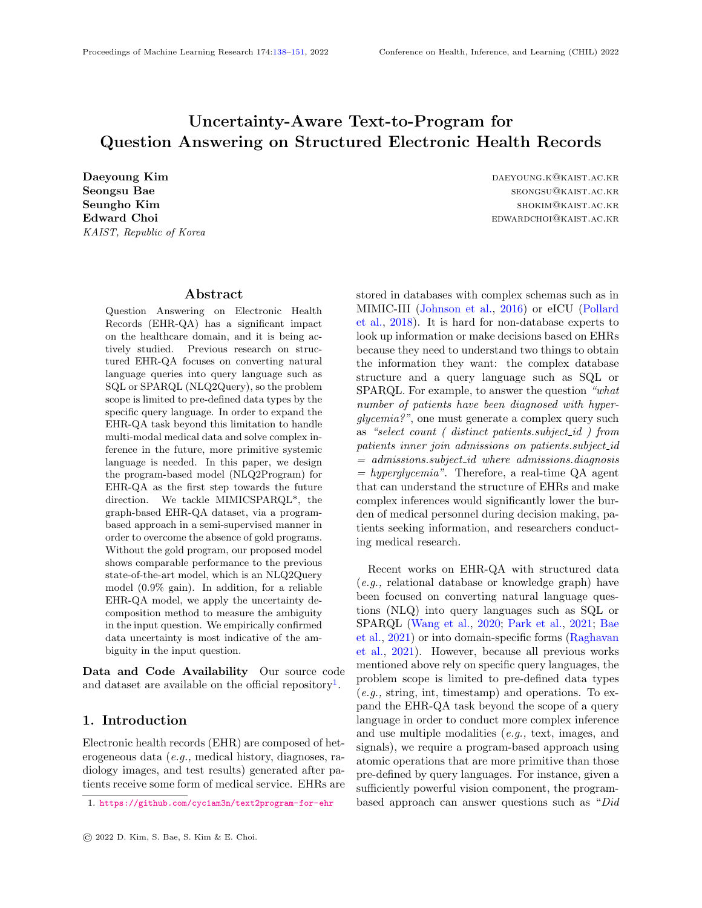# Uncertainty-Aware Text-to-Program for Question Answering on Structured Electronic Health Records

**Daeyoung Kim** DAEYOUNG.K@KAIST.AC.KR
**Seongsu Bae** SEONGSU@KAIST.AC.KR
**Seungho Kim** SHOKIM@KAIST.AC.KR
**Edward Choi** EDWARDCHOI@KAIST.AC.KR
*KAIST, Republic of Korea*

## Abstract

Question Answering on Electronic Health Records (EHR-QA) has a significant impact on the healthcare domain, and it is being actively studied. Previous research on structured EHR-QA focuses on converting natural language queries into query language such as SQL or SPARQL (NLQ2Query), so the problem scope is limited to pre-defined data types by the specific query language. In order to expand the EHR-QA task beyond this limitation to handle multi-modal medical data and solve complex inference in the future, more primitive systemic language is needed. In this paper, we design the program-based model (NLQ2Program) for EHR-QA as the first step towards the future direction. We tackle MIMICSPARQL*, the graph-based EHR-QA dataset, via a program-based approach in a semi-supervised manner in order to overcome the absence of gold programs. Without the gold program, our proposed model shows comparable performance to the previous state-of-the-art model, which is an NLQ2Query model (0.9% gain). In addition, for a reliable EHR-QA model, we apply the uncertainty decomposition method to measure the ambiguity in the input question. We empirically confirmed data uncertainty is most indicative of the ambiguity in the input question.

**Data and Code Availability** Our source code and dataset are available on the official repository[1].

## 1. Introduction

Electronic health records (EHR) are composed of heterogeneous data (*e.g.,* medical history, diagnoses, radiology images, and test results) generated after patients receive some form of medical service. EHRs are stored in databases with complex schemas such as in MIMIC-III (Johnson et al., 2016) or eICU (Pollard et al., 2018). It is hard for non-database experts to look up information or make decisions based on EHRs because they need to understand two things to obtain the information they want: the complex database structure and a query language such as SQL or SPARQL. For example, to answer the question *"what number of patients have been diagnosed with hyperglycemia?"*, one must generate a complex query such as *"select count ( distinct patients.subject_id ) from patients inner join admissions on patients.subject_id = admissions.subject_id where admissions.diagnosis = hyperglycemia"*. Therefore, a real-time QA agent that can understand the structure of EHRs and make complex inferences would significantly lower the burden of medical personnel during decision making, patients seeking information, and researchers conducting medical research.

Recent works on EHR-QA with structured data (*e.g.,* relational database or knowledge graph) have been focused on converting natural language questions (NLQ) into query languages such as SQL or SPARQL (Wang et al., 2020; Park et al., 2021; Bae et al., 2021) or into domain-specific forms (Raghavan et al., 2021). However, because all previous works mentioned above rely on specific query languages, the problem scope is limited to pre-defined data types (*e.g.,* string, int, timestamp) and operations. To expand the EHR-QA task beyond the scope of a query language in order to conduct more complex inference and use multiple modalities (*e.g.,* text, images, and signals), we require a program-based approach using atomic operations that are more primitive than those pre-defined by query languages. For instance, given a sufficiently powerful vision component, the program-based approach can answer questions such as "*Did*

1. https://github.com/cyc1am3n/text2program-for-ehr

© 2022 D. Kim, S. Bae, S. Kim & E. Choi.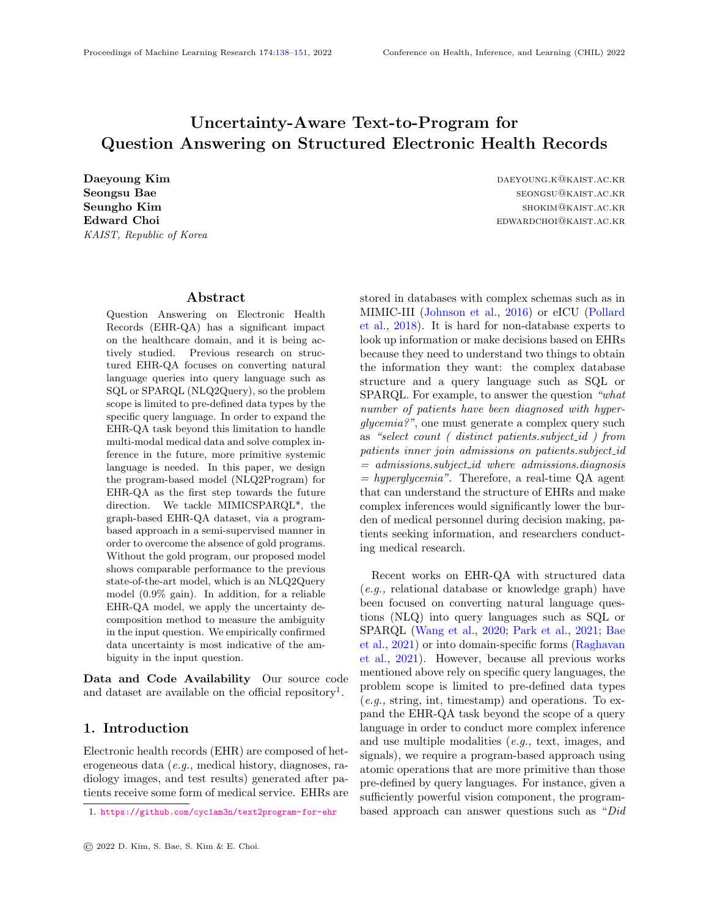# Uncertainty-Aware Text-to-Program for Question Answering on Structured Electronic Health Records

**Daeyoung Kim** DAEYOUNG.K@KAIST.AC.KR
**Seongsu Bae** SEONGSU@KAIST.AC.KR
**Seungho Kim** SHOKIM@KAIST.AC.KR
**Edward Choi** EDWARDCHOI@KAIST.AC.KR
*KAIST, Republic of Korea*

## Abstract

Question Answering on Electronic Health Records (EHR-QA) has a significant impact on the healthcare domain, and it is being actively studied. Previous research on structured EHR-QA focuses on converting natural language queries into query language such as SQL or SPARQL (NLQ2Query), so the problem scope is limited to pre-defined data types by the specific query language. In order to expand the EHR-QA task beyond this limitation to handle multi-modal medical data and solve complex inference in the future, more primitive systemic language is needed. In this paper, we design the program-based model (NLQ2Program) for EHR-QA as the first step towards the future direction. We tackle MIMICSPARQL*, the graph-based EHR-QA dataset, via a program-based approach in a semi-supervised manner in order to overcome the absence of gold programs. Without the gold program, our proposed model shows comparable performance to the previous state-of-the-art model, which is an NLQ2Query model (0.9% gain). In addition, for a reliable EHR-QA model, we apply the uncertainty decomposition method to measure the ambiguity in the input question. We empirically confirmed data uncertainty is most indicative of the ambiguity in the input question.

**Data and Code Availability** Our source code and dataset are available on the official repository[1].

## 1. Introduction

Electronic health records (EHR) are composed of heterogeneous data (*e.g.,* medical history, diagnoses, radiology images, and test results) generated after patients receive some form of medical service. EHRs are stored in databases with complex schemas such as in MIMIC-III (Johnson et al., 2016) or eICU (Pollard et al., 2018). It is hard for non-database experts to look up information or make decisions based on EHRs because they need to understand two things to obtain the information they want: the complex database structure and a query language such as SQL or SPARQL. For example, to answer the question *"what number of patients have been diagnosed with hyperglycemia?"*, one must generate a complex query such as *"select count ( distinct patients.subject_id ) from patients inner join admissions on patients.subject_id = admissions.subject_id where admissions.diagnosis = hyperglycemia"*. Therefore, a real-time QA agent that can understand the structure of EHRs and make complex inferences would significantly lower the burden of medical personnel during decision making, patients seeking information, and researchers conducting medical research.

Recent works on EHR-QA with structured data (*e.g.,* relational database or knowledge graph) have been focused on converting natural language questions (NLQ) into query languages such as SQL or SPARQL (Wang et al., 2020; Park et al., 2021; Bae et al., 2021) or into domain-specific forms (Raghavan et al., 2021). However, because all previous works mentioned above rely on specific query languages, the problem scope is limited to pre-defined data types (*e.g.,* string, int, timestamp) and operations. To expand the EHR-QA task beyond the scope of a query language in order to conduct more complex inference and use multiple modalities (*e.g.,* text, images, and signals), we require a program-based approach using atomic operations that are more primitive than those pre-defined by query languages. For instance, given a sufficiently powerful vision component, the program-based approach can answer questions such as "*Did*

1. https://github.com/cyc1am3n/text2program-for-ehr

© 2022 D. Kim, S. Bae, S. Kim & E. Choi.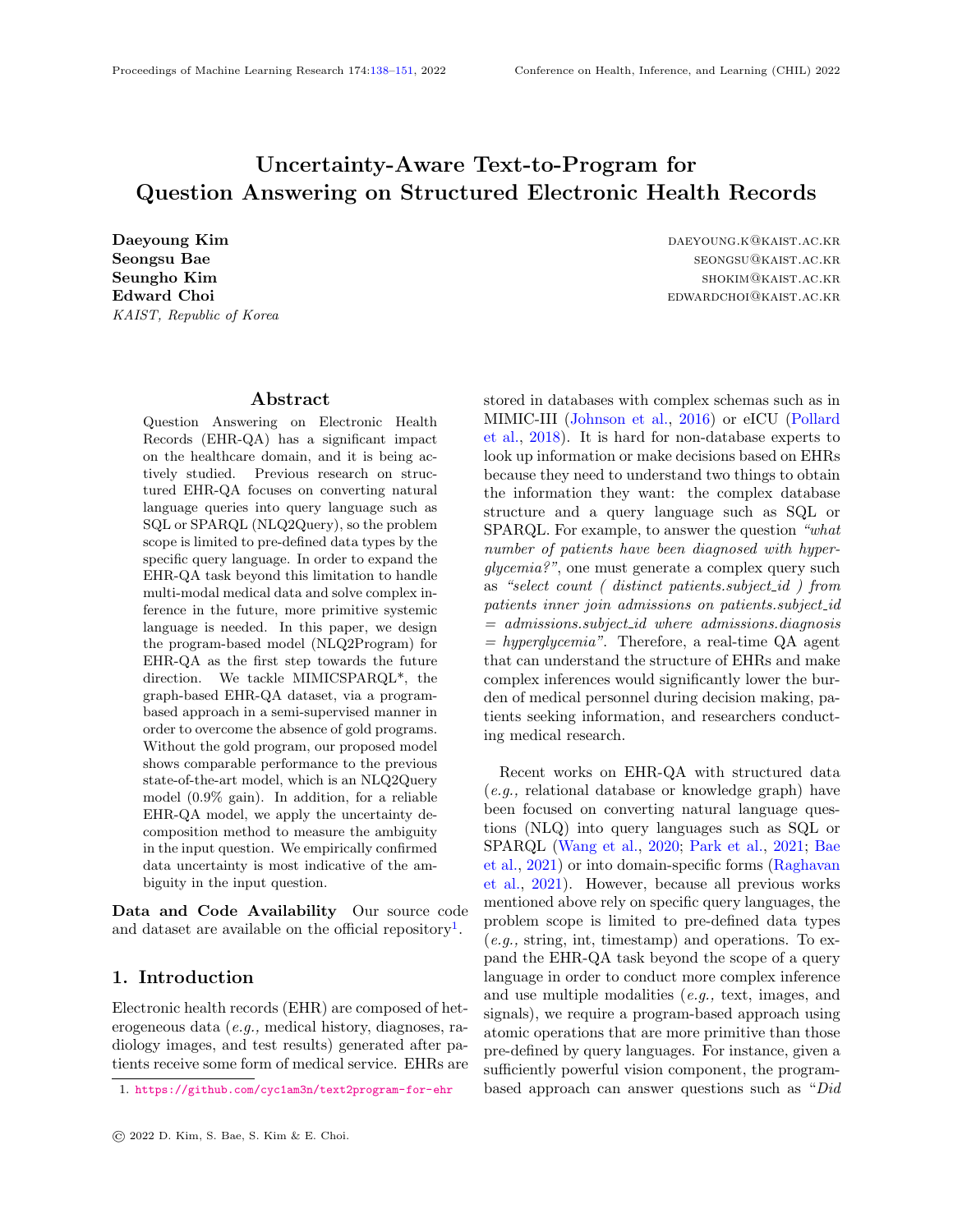# Uncertainty-Aware Text-to-Program for Question Answering on Structured Electronic Health Records

**Daeyoung Kim** DAEYOUNG.K@KAIST.AC.KR
**Seongsu Bae** SEONGSU@KAIST.AC.KR
**Seungho Kim** SHOKIM@KAIST.AC.KR
**Edward Choi** EDWARDCHOI@KAIST.AC.KR
*KAIST, Republic of Korea*

## Abstract

Question Answering on Electronic Health Records (EHR-QA) has a significant impact on the healthcare domain, and it is being actively studied. Previous research on structured EHR-QA focuses on converting natural language queries into query language such as SQL or SPARQL (NLQ2Query), so the problem scope is limited to pre-defined data types by the specific query language. In order to expand the EHR-QA task beyond this limitation to handle multi-modal medical data and solve complex inference in the future, more primitive systemic language is needed. In this paper, we design the program-based model (NLQ2Program) for EHR-QA as the first step towards the future direction. We tackle MIMICSPARQL*, the graph-based EHR-QA dataset, via a program-based approach in a semi-supervised manner in order to overcome the absence of gold programs. Without the gold program, our proposed model shows comparable performance to the previous state-of-the-art model, which is an NLQ2Query model (0.9% gain). In addition, for a reliable EHR-QA model, we apply the uncertainty decomposition method to measure the ambiguity in the input question. We empirically confirmed data uncertainty is most indicative of the ambiguity in the input question.

**Data and Code Availability** Our source code and dataset are available on the official repository[1].

## 1. Introduction

Electronic health records (EHR) are composed of heterogeneous data (*e.g.,* medical history, diagnoses, radiology images, and test results) generated after patients receive some form of medical service. EHRs are stored in databases with complex schemas such as in MIMIC-III (Johnson et al., 2016) or eICU (Pollard et al., 2018). It is hard for non-database experts to look up information or make decisions based on EHRs because they need to understand two things to obtain the information they want: the complex database structure and a query language such as SQL or SPARQL. For example, to answer the question *"what number of patients have been diagnosed with hyperglycemia?"*, one must generate a complex query such as *"select count ( distinct patients.subject_id ) from patients inner join admissions on patients.subject_id = admissions.subject_id where admissions.diagnosis = hyperglycemia"*. Therefore, a real-time QA agent that can understand the structure of EHRs and make complex inferences would significantly lower the burden of medical personnel during decision making, patients seeking information, and researchers conducting medical research.

Recent works on EHR-QA with structured data (*e.g.,* relational database or knowledge graph) have been focused on converting natural language questions (NLQ) into query languages such as SQL or SPARQL (Wang et al., 2020; Park et al., 2021; Bae et al., 2021) or into domain-specific forms (Raghavan et al., 2021). However, because all previous works mentioned above rely on specific query languages, the problem scope is limited to pre-defined data types (*e.g.,* string, int, timestamp) and operations. To expand the EHR-QA task beyond the scope of a query language in order to conduct more complex inference and use multiple modalities (*e.g.,* text, images, and signals), we require a program-based approach using atomic operations that are more primitive than those pre-defined by query languages. For instance, given a sufficiently powerful vision component, the program-based approach can answer questions such as "*Did*

[1] https://github.com/cyc1am3n/text2program-for-ehr

© 2022 D. Kim, S. Bae, S. Kim & E. Choi.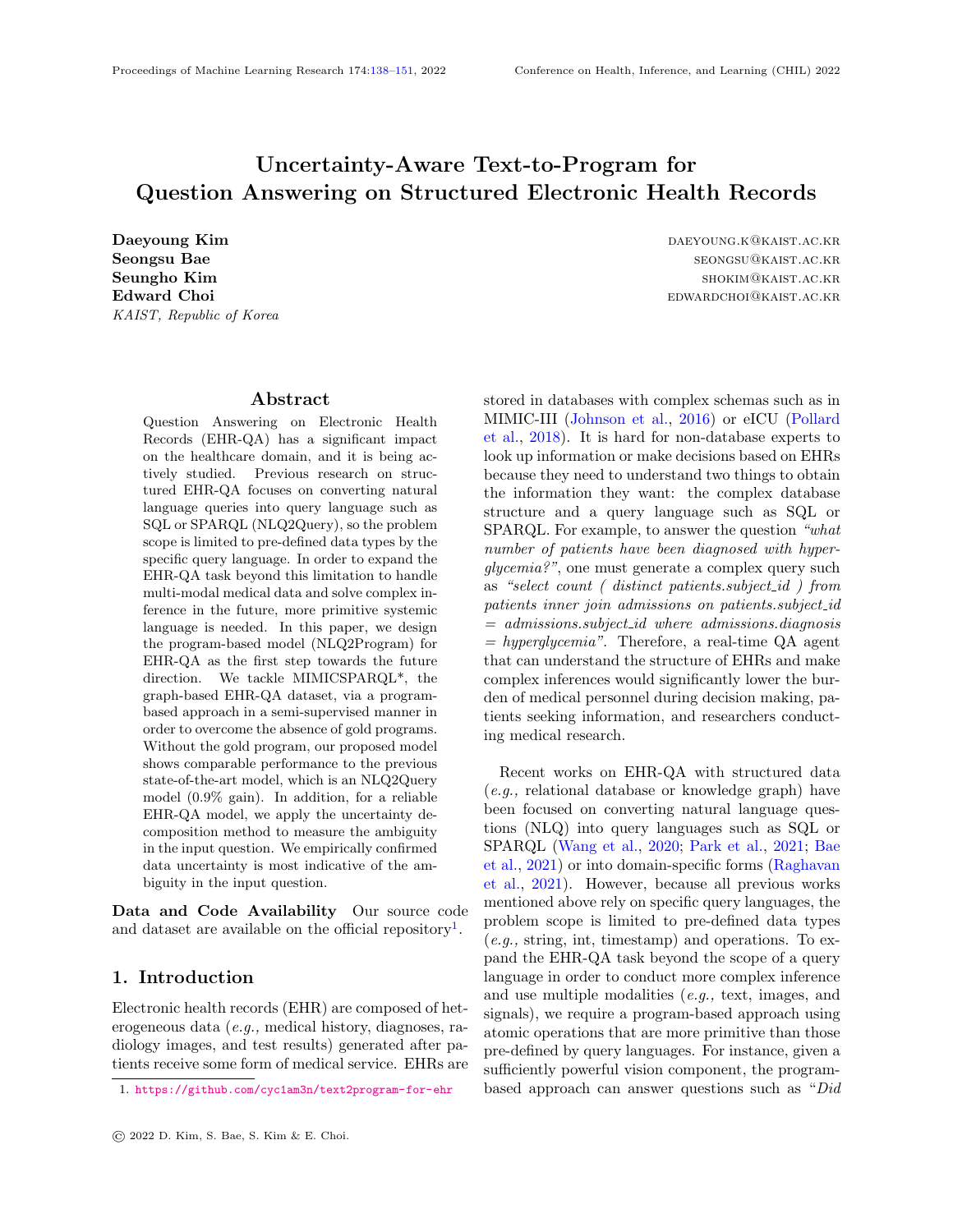# Uncertainty-Aware Text-to-Program for Question Answering on Structured Electronic Health Records

**Daeyoung Kim** DAEYOUNG.K@KAIST.AC.KR
**Seongsu Bae** SEONGSU@KAIST.AC.KR
**Seungho Kim** SHOKIM@KAIST.AC.KR
**Edward Choi** EDWARDCHOI@KAIST.AC.KR
*KAIST, Republic of Korea*

## Abstract

Question Answering on Electronic Health Records (EHR-QA) has a significant impact on the healthcare domain, and it is being actively studied. Previous research on structured EHR-QA focuses on converting natural language queries into query language such as SQL or SPARQL (NLQ2Query), so the problem scope is limited to pre-defined data types by the specific query language. In order to expand the EHR-QA task beyond this limitation to handle multi-modal medical data and solve complex inference in the future, more primitive systemic language is needed. In this paper, we design the program-based model (NLQ2Program) for EHR-QA as the first step towards the future direction. We tackle MIMICSPARQL*, the graph-based EHR-QA dataset, via a program-based approach in a semi-supervised manner in order to overcome the absence of gold programs. Without the gold program, our proposed model shows comparable performance to the previous state-of-the-art model, which is an NLQ2Query model (0.9% gain). In addition, for a reliable EHR-QA model, we apply the uncertainty decomposition method to measure the ambiguity in the input question. We empirically confirmed data uncertainty is most indicative of the ambiguity in the input question.

**Data and Code Availability** Our source code and dataset are available on the official repository[1].

## 1. Introduction

Electronic health records (EHR) are composed of heterogeneous data (*e.g.,* medical history, diagnoses, radiology images, and test results) generated after patients receive some form of medical service. EHRs are stored in databases with complex schemas such as in MIMIC-III (Johnson et al., 2016) or eICU (Pollard et al., 2018). It is hard for non-database experts to look up information or make decisions based on EHRs because they need to understand two things to obtain the information they want: the complex database structure and a query language such as SQL or SPARQL. For example, to answer the question *"what number of patients have been diagnosed with hyperglycemia?"*, one must generate a complex query such as *"select count ( distinct patients.subject_id ) from patients inner join admissions on patients.subject_id = admissions.subject_id where admissions.diagnosis = hyperglycemia"*. Therefore, a real-time QA agent that can understand the structure of EHRs and make complex inferences would significantly lower the burden of medical personnel during decision making, patients seeking information, and researchers conducting medical research.

Recent works on EHR-QA with structured data (*e.g.,* relational database or knowledge graph) have been focused on converting natural language questions (NLQ) into query languages such as SQL or SPARQL (Wang et al., 2020; Park et al., 2021; Bae et al., 2021) or into domain-specific forms (Raghavan et al., 2021). However, because all previous works mentioned above rely on specific query languages, the problem scope is limited to pre-defined data types (*e.g.,* string, int, timestamp) and operations. To expand the EHR-QA task beyond the scope of a query language in order to conduct more complex inference and use multiple modalities (*e.g.,* text, images, and signals), we require a program-based approach using atomic operations that are more primitive than those pre-defined by query languages. For instance, given a sufficiently powerful vision component, the program-based approach can answer questions such as "*Did*

1. https://github.com/cyc1am3n/text2program-for-ehr

© 2022 D. Kim, S. Bae, S. Kim & E. Choi.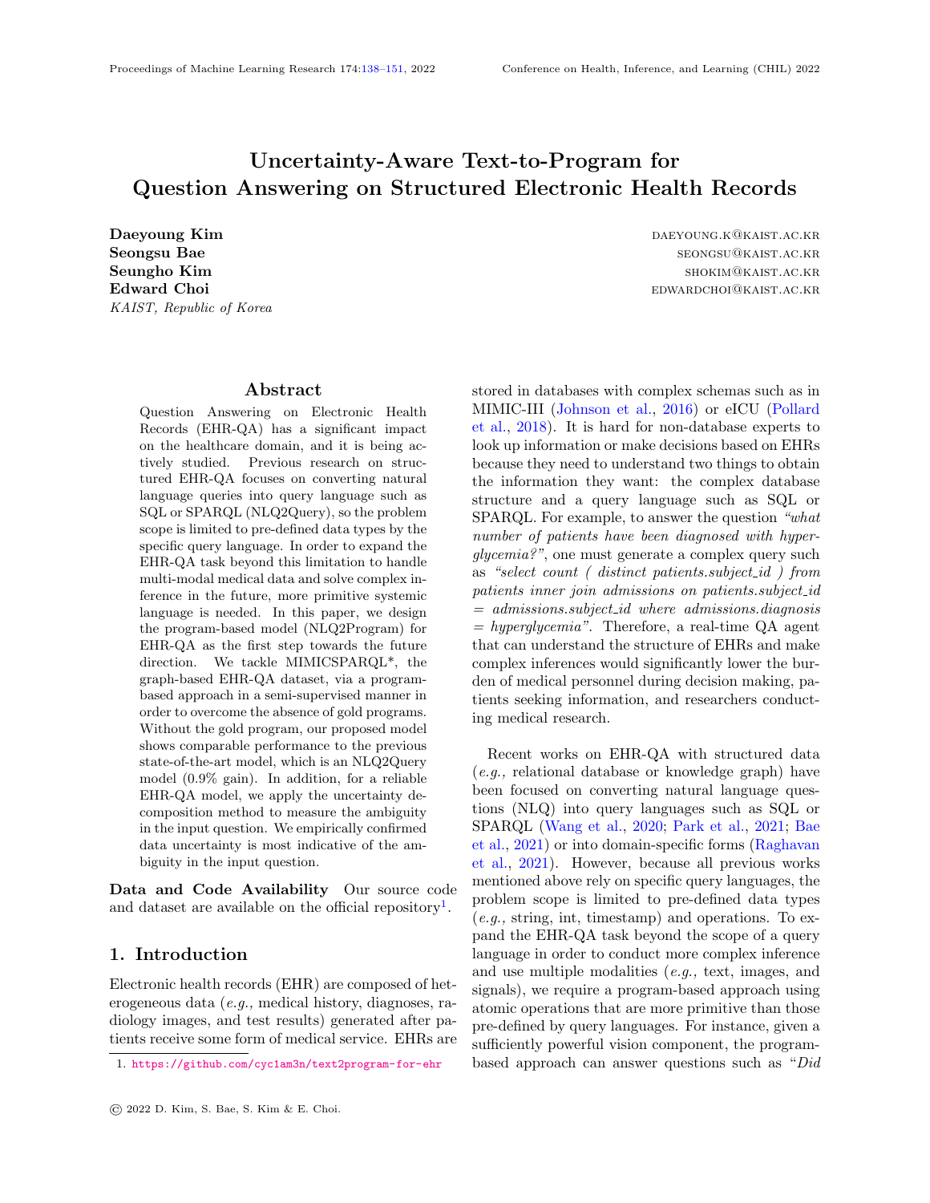# Uncertainty-Aware Text-to-Program for Question Answering on Structured Electronic Health Records

**Daeyoung Kim** DAEYOUNG.K@KAIST.AC.KR
**Seongsu Bae** SEONGSU@KAIST.AC.KR
**Seungho Kim** SHOKIM@KAIST.AC.KR
**Edward Choi** EDWARDCHOI@KAIST.AC.KR
*KAIST, Republic of Korea*

## Abstract

Question Answering on Electronic Health Records (EHR-QA) has a significant impact on the healthcare domain, and it is being actively studied. Previous research on structured EHR-QA focuses on converting natural language queries into query language such as SQL or SPARQL (NLQ2Query), so the problem scope is limited to pre-defined data types by the specific query language. In order to expand the EHR-QA task beyond this limitation to handle multi-modal medical data and solve complex inference in the future, more primitive systemic language is needed. In this paper, we design the program-based model (NLQ2Program) for EHR-QA as the first step towards the future direction. We tackle MIMICSPARQL*, the graph-based EHR-QA dataset, via a program-based approach in a semi-supervised manner in order to overcome the absence of gold programs. Without the gold program, our proposed model shows comparable performance to the previous state-of-the-art model, which is an NLQ2Query model (0.9% gain). In addition, for a reliable EHR-QA model, we apply the uncertainty decomposition method to measure the ambiguity in the input question. We empirically confirmed data uncertainty is most indicative of the ambiguity in the input question.

**Data and Code Availability** Our source code and dataset are available on the official repository[1].

## 1. Introduction

Electronic health records (EHR) are composed of heterogeneous data (*e.g.,* medical history, diagnoses, radiology images, and test results) generated after patients receive some form of medical service. EHRs are stored in databases with complex schemas such as in MIMIC-III (Johnson et al., 2016) or eICU (Pollard et al., 2018). It is hard for non-database experts to look up information or make decisions based on EHRs because they need to understand two things to obtain the information they want: the complex database structure and a query language such as SQL or SPARQL. For example, to answer the question *"what number of patients have been diagnosed with hyperglycemia?"*, one must generate a complex query such as *"select count ( distinct patients.subject_id ) from patients inner join admissions on patients.subject_id = admissions.subject_id where admissions.diagnosis = hyperglycemia"*. Therefore, a real-time QA agent that can understand the structure of EHRs and make complex inferences would significantly lower the burden of medical personnel during decision making, patients seeking information, and researchers conducting medical research.

Recent works on EHR-QA with structured data (*e.g.,* relational database or knowledge graph) have been focused on converting natural language questions (NLQ) into query languages such as SQL or SPARQL (Wang et al., 2020; Park et al., 2021; Bae et al., 2021) or into domain-specific forms (Raghavan et al., 2021). However, because all previous works mentioned above rely on specific query languages, the problem scope is limited to pre-defined data types (*e.g.,* string, int, timestamp) and operations. To expand the EHR-QA task beyond the scope of a query language in order to conduct more complex inference and use multiple modalities (*e.g.,* text, images, and signals), we require a program-based approach using atomic operations that are more primitive than those pre-defined by query languages. For instance, given a sufficiently powerful vision component, the program-based approach can answer questions such as *"Did*

1. https://github.com/cyc1am3n/text2program-for-ehr

© 2022 D. Kim, S. Bae, S. Kim & E. Choi.